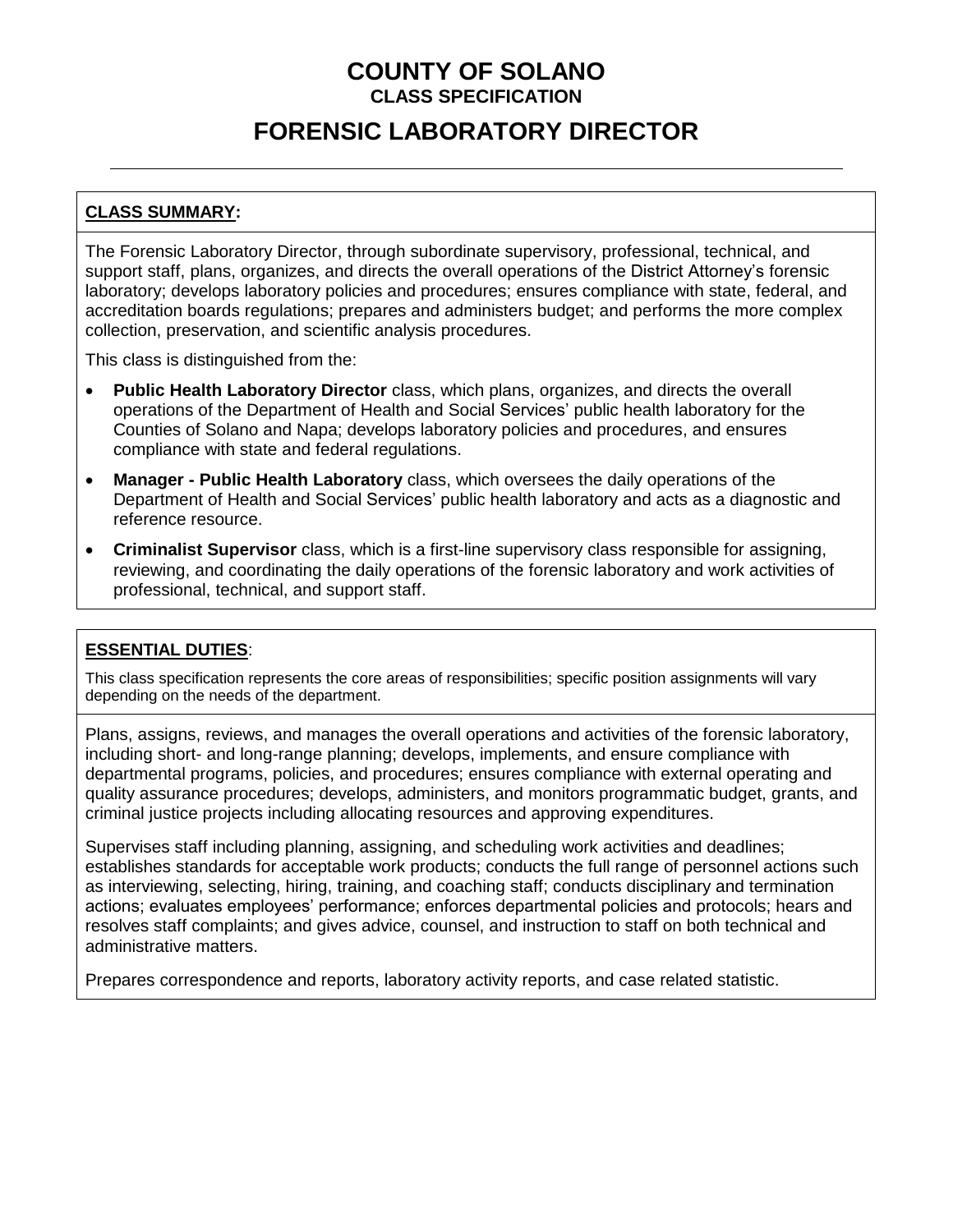# COUNTY OF SOLANO

**CLASS SPECIFICATION**

# FORENSIC LABORATORY DIRECTOR

## CLASS SUMMARY:

The Forensic Laboratory Director, through subordinate supervisory, professional, technical, and support staff, plans, organizes, and directs the overall operations of the District Attorney's forensic laboratory; develops laboratory policies and procedures; ensures compliance with state, federal, and accreditation boards regulations; prepares and administers budget; and performs the more complex collection, preservation, and scientific analysis procedures.

This class is distinguished from the:

- **Public Health Laboratory Director** class, which plans, organizes, and directs the overall operations of the Department of Health and Social Services' public health laboratory for the Counties of Solano and Napa; develops laboratory policies and procedures, and ensures compliance with state and federal regulations.
- **Manager - Public Health Laboratory** class, which oversees the daily operations of the Department of Health and Social Services' public health laboratory and acts as a diagnostic and reference resource.
- **Criminalist Supervisor** class, which is a first-line supervisory class responsible for assigning, reviewing, and coordinating the daily operations of the forensic laboratory and work activities of professional, technical, and support staff.

## ESSENTIAL DUTIES:

This class specification represents the core areas of responsibilities; specific position assignments will vary depending on the needs of the department.

Plans, assigns, reviews, and manages the overall operations and activities of the forensic laboratory, including short- and long-range planning; develops, implements, and ensure compliance with departmental programs, policies, and procedures; ensures compliance with external operating and quality assurance procedures; develops, administers, and monitors programmatic budget, grants, and criminal justice projects including allocating resources and approving expenditures.

Supervises staff including planning, assigning, and scheduling work activities and deadlines; establishes standards for acceptable work products; conducts the full range of personnel actions such as interviewing, selecting, hiring, training, and coaching staff; conducts disciplinary and termination actions; evaluates employees' performance; enforces departmental policies and protocols; hears and resolves staff complaints; and gives advice, counsel, and instruction to staff on both technical and administrative matters.

Prepares correspondence and reports, laboratory activity reports, and case related statistic.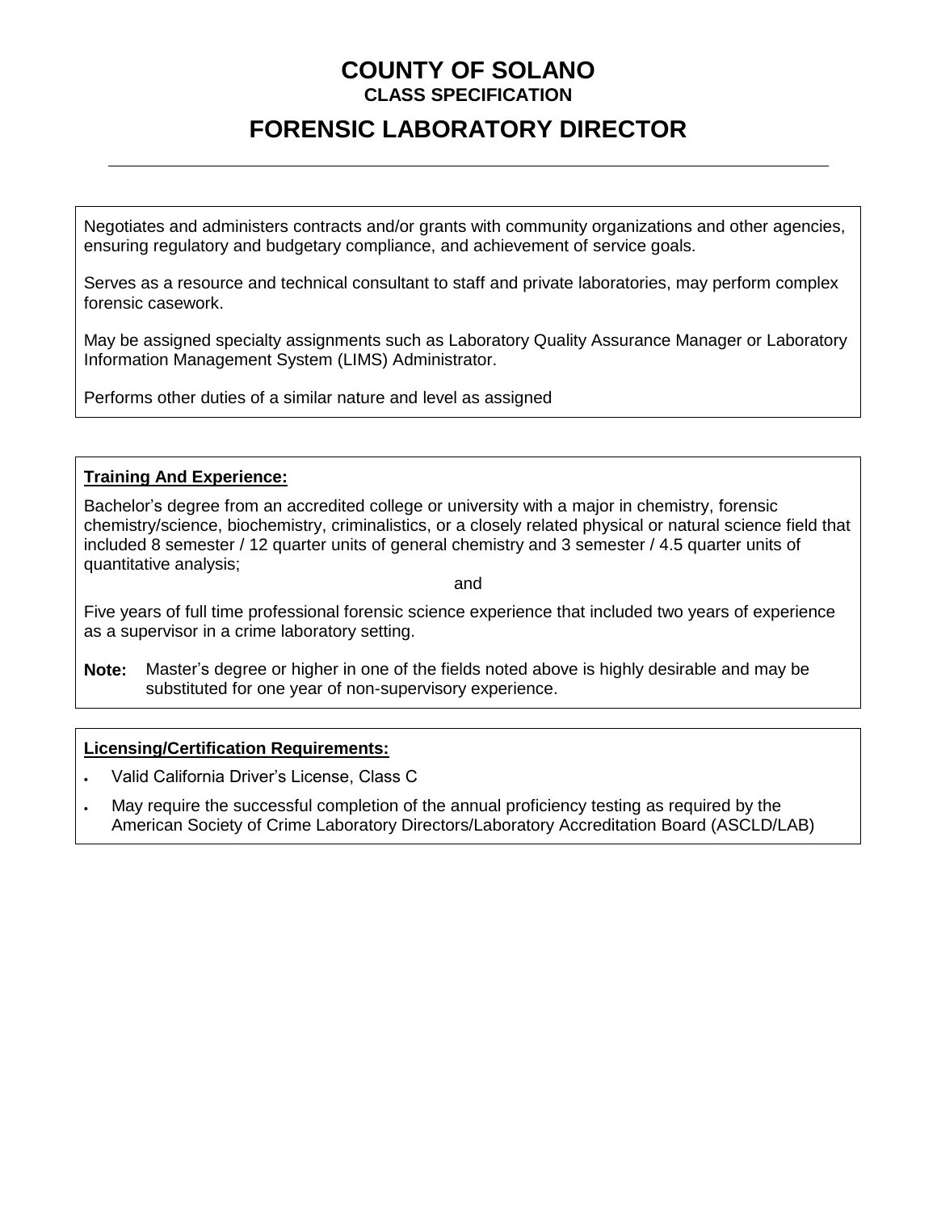# COUNTY OF SOLANO

**CLASS SPECIFICATION**

## FORENSIC LABORATORY DIRECTOR

Negotiates and administers contracts and/or grants with community organizations and other agencies, ensuring regulatory and budgetary compliance, and achievement of service goals.

Serves as a resource and technical consultant to staff and private laboratories, may perform complex forensic casework.

May be assigned specialty assignments such as Laboratory Quality Assurance Manager or Laboratory Information Management System (LIMS) Administrator.

Performs other duties of a similar nature and level as assigned

**Training And Experience:**

Bachelor's degree from an accredited college or university with a major in chemistry, forensic chemistry/science, biochemistry, criminalistics, or a closely related physical or natural science field that included 8 semester / 12 quarter units of general chemistry and 3 semester / 4.5 quarter units of quantitative analysis;

and

Five years of full time professional forensic science experience that included two years of experience as a supervisor in a crime laboratory setting.

**Note:** Master's degree or higher in one of the fields noted above is highly desirable and may be substituted for one year of non-supervisory experience.

**Licensing/Certification Requirements:**

- Valid California Driver's License, Class C
- May require the successful completion of the annual proficiency testing as required by the American Society of Crime Laboratory Directors/Laboratory Accreditation Board (ASCLD/LAB)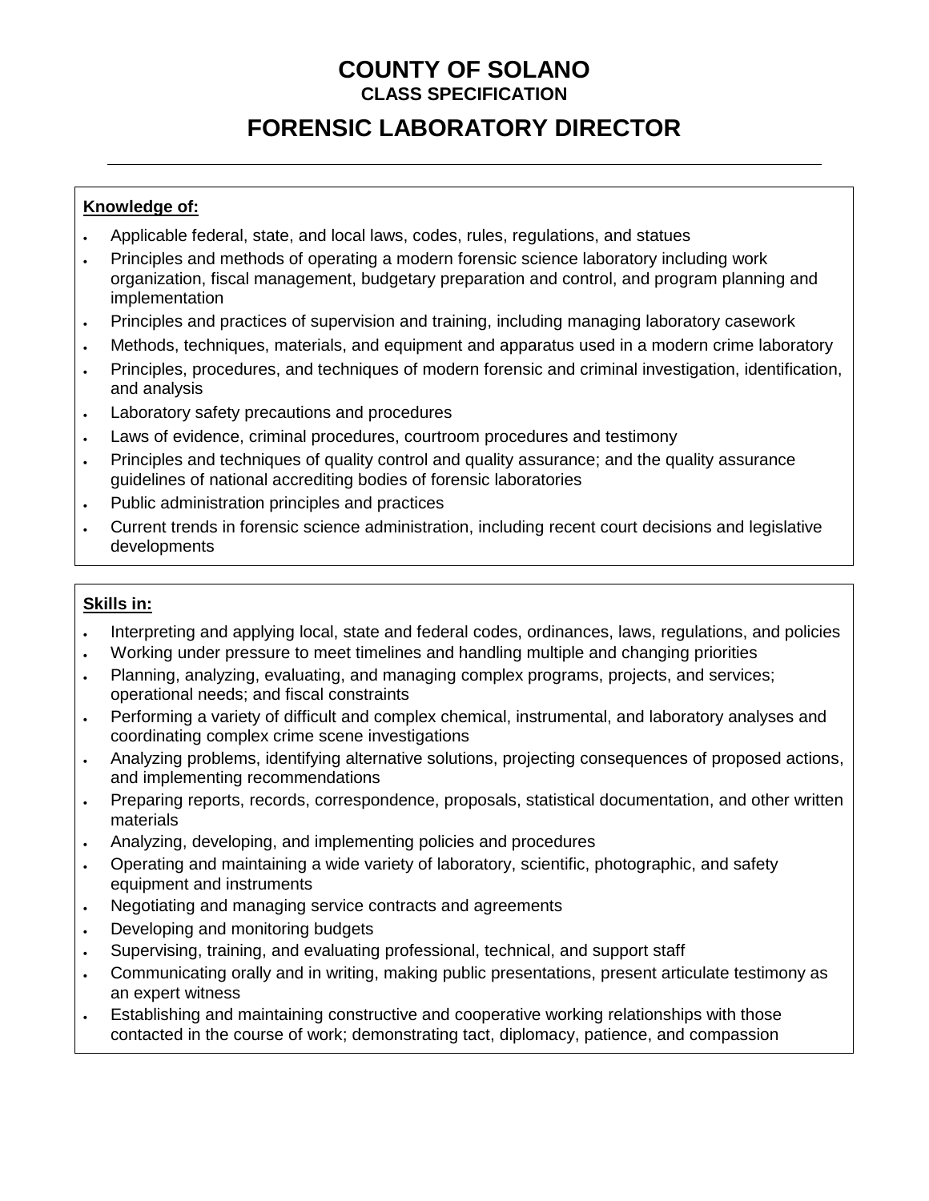# COUNTY OF SOLANO

## CLASS SPECIFICATION

# FORENSIC LABORATORY DIRECTOR

---

**Knowledge of:**

- Applicable federal, state, and local laws, codes, rules, regulations, and statues
- Principles and methods of operating a modern forensic science laboratory including work organization, fiscal management, budgetary preparation and control, and program planning and implementation
- Principles and practices of supervision and training, including managing laboratory casework
- Methods, techniques, materials, and equipment and apparatus used in a modern crime laboratory
- Principles, procedures, and techniques of modern forensic and criminal investigation, identification, and analysis
- Laboratory safety precautions and procedures
- Laws of evidence, criminal procedures, courtroom procedures and testimony
- Principles and techniques of quality control and quality assurance; and the quality assurance guidelines of national accrediting bodies of forensic laboratories
- Public administration principles and practices
- Current trends in forensic science administration, including recent court decisions and legislative developments

**Skills in:**

- Interpreting and applying local, state and federal codes, ordinances, laws, regulations, and policies
- Working under pressure to meet timelines and handling multiple and changing priorities
- Planning, analyzing, evaluating, and managing complex programs, projects, and services; operational needs; and fiscal constraints
- Performing a variety of difficult and complex chemical, instrumental, and laboratory analyses and coordinating complex crime scene investigations
- Analyzing problems, identifying alternative solutions, projecting consequences of proposed actions, and implementing recommendations
- Preparing reports, records, correspondence, proposals, statistical documentation, and other written materials
- Analyzing, developing, and implementing policies and procedures
- Operating and maintaining a wide variety of laboratory, scientific, photographic, and safety equipment and instruments
- Negotiating and managing service contracts and agreements
- Developing and monitoring budgets
- Supervising, training, and evaluating professional, technical, and support staff
- Communicating orally and in writing, making public presentations, present articulate testimony as an expert witness
- Establishing and maintaining constructive and cooperative working relationships with those contacted in the course of work; demonstrating tact, diplomacy, patience, and compassion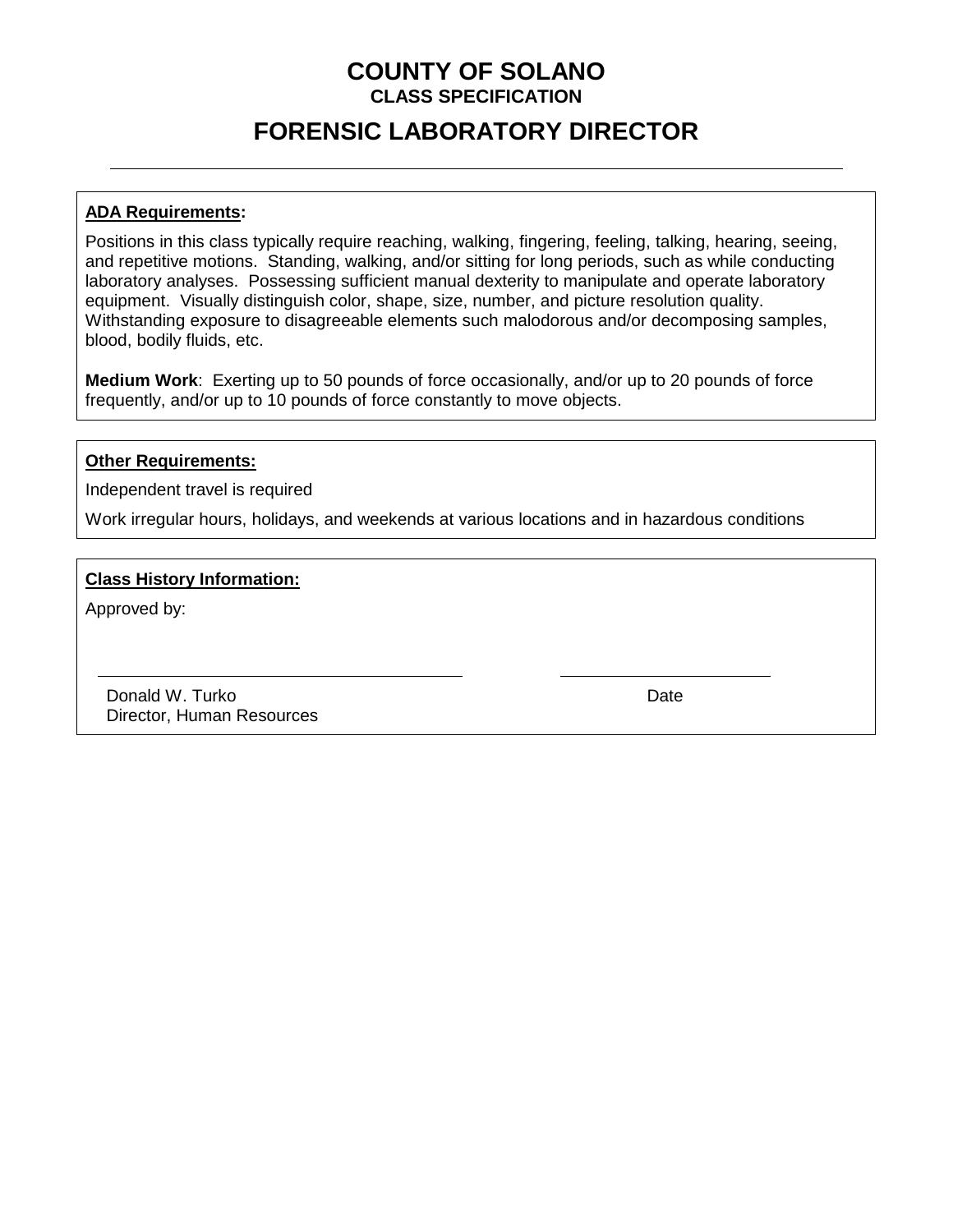# COUNTY OF SOLANO

**CLASS SPECIFICATION**

## FORENSIC LABORATORY DIRECTOR

---

**ADA Requirements:**

Positions in this class typically require reaching, walking, fingering, feeling, talking, hearing, seeing, and repetitive motions. Standing, walking, and/or sitting for long periods, such as while conducting laboratory analyses. Possessing sufficient manual dexterity to manipulate and operate laboratory equipment. Visually distinguish color, shape, size, number, and picture resolution quality. Withstanding exposure to disagreeable elements such malodorous and/or decomposing samples, blood, bodily fluids, etc.

**Medium Work**: Exerting up to 50 pounds of force occasionally, and/or up to 20 pounds of force frequently, and/or up to 10 pounds of force constantly to move objects.

**Other Requirements:**

Independent travel is required

Work irregular hours, holidays, and weekends at various locations and in hazardous conditions

**Class History Information:**

Approved by:

Donald W. Turko
Director, Human Resources

Date